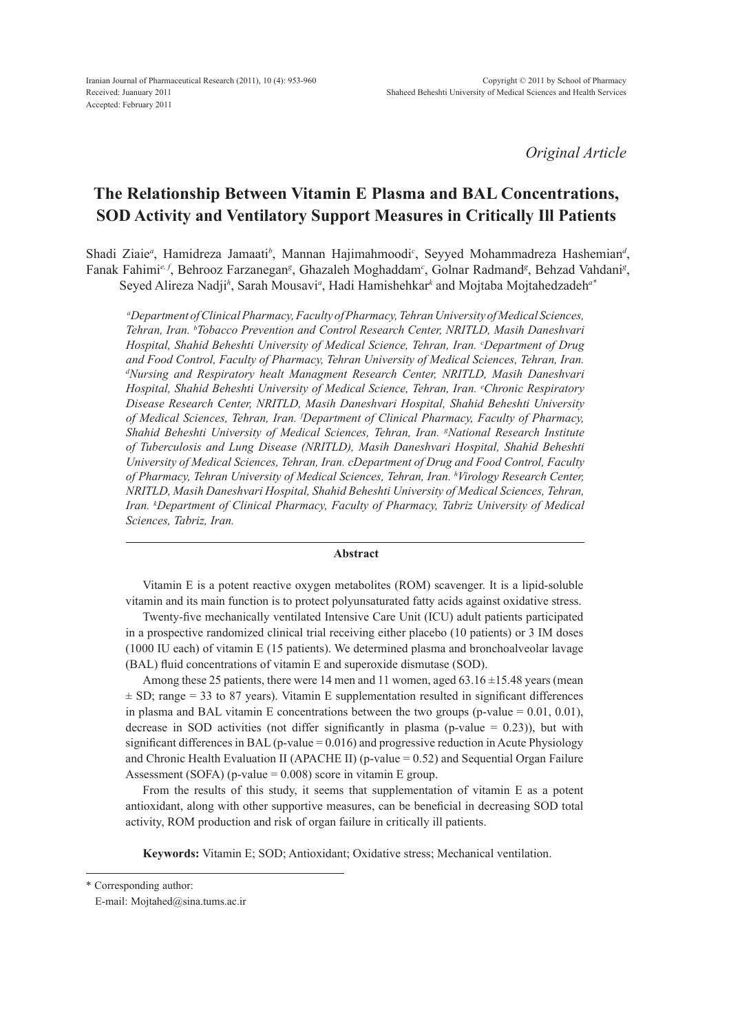*Original Article*

# The Relationship Between Vitamin E Plasma and BAL Concentrations, SOD Activity and Ventilatory Support Measures in Critically Ill Patients

Shadi Ziaie[a], Hamidreza Jamaati[b], Mannan Hajimahmoodi[c], Seyyed Mohammadreza Hashemian[d], Fanak Fahimi[e, f], Behrooz Farzanegan[g], Ghazaleh Moghaddam[c], Golnar Radmand[g], Behzad Vahdani[g], Seyed Alireza Nadji[h], Sarah Mousavi[a], Hadi Hamishehkar[k] and Mojtaba Mojtahedzadeh[a*]

*[a]Department of Clinical Pharmacy, Faculty of Pharmacy, Tehran University of Medical Sciences, Tehran, Iran. [b]Tobacco Prevention and Control Research Center, NRITLD, Masih Daneshvari Hospital, Shahid Beheshti University of Medical Science, Tehran, Iran. [c]Department of Drug and Food Control, Faculty of Pharmacy, Tehran University of Medical Sciences, Tehran, Iran. [d]Nursing and Respiratory healt Managment Research Center, NRITLD, Masih Daneshvari Hospital, Shahid Beheshti University of Medical Science, Tehran, Iran. [e]Chronic Respiratory Disease Research Center, NRITLD, Masih Daneshvari Hospital, Shahid Beheshti University of Medical Sciences, Tehran, Iran. [f]Department of Clinical Pharmacy, Faculty of Pharmacy, Shahid Beheshti University of Medical Sciences, Tehran, Iran. [g]National Research Institute of Tuberculosis and Lung Disease (NRITLD), Masih Daneshvari Hospital, Shahid Beheshti University of Medical Sciences, Tehran, Iran. cDepartment of Drug and Food Control, Faculty of Pharmacy, Tehran University of Medical Sciences, Tehran, Iran. [h]Virology Research Center, NRITLD, Masih Daneshvari Hospital, Shahid Beheshti University of Medical Sciences, Tehran, Iran. [k]Department of Clinical Pharmacy, Faculty of Pharmacy, Tabriz University of Medical Sciences, Tabriz, Iran.*

## Abstract

Vitamin E is a potent reactive oxygen metabolites (ROM) scavenger. It is a lipid-soluble vitamin and its main function is to protect polyunsaturated fatty acids against oxidative stress.

Twenty-five mechanically ventilated Intensive Care Unit (ICU) adult patients participated in a prospective randomized clinical trial receiving either placebo (10 patients) or 3 IM doses (1000 IU each) of vitamin E (15 patients). We determined plasma and bronchoalveolar lavage (BAL) fluid concentrations of vitamin E and superoxide dismutase (SOD).

Among these 25 patients, there were 14 men and 11 women, aged 63.16 ±15.48 years (mean ± SD; range = 33 to 87 years). Vitamin E supplementation resulted in significant differences in plasma and BAL vitamin E concentrations between the two groups (p-value = 0.01, 0.01), decrease in SOD activities (not differ significantly in plasma (p-value = 0.23)), but with significant differences in BAL (p-value = 0.016) and progressive reduction in Acute Physiology and Chronic Health Evaluation II (APACHE II) (p-value = 0.52) and Sequential Organ Failure Assessment (SOFA) (p-value = 0.008) score in vitamin E group.

From the results of this study, it seems that supplementation of vitamin E as a potent antioxidant, along with other supportive measures, can be beneficial in decreasing SOD total activity, ROM production and risk of organ failure in critically ill patients.

**Keywords:** Vitamin E; SOD; Antioxidant; Oxidative stress; Mechanical ventilation.

---

\* Corresponding author:
E-mail: Mojtahed@sina.tums.ac.ir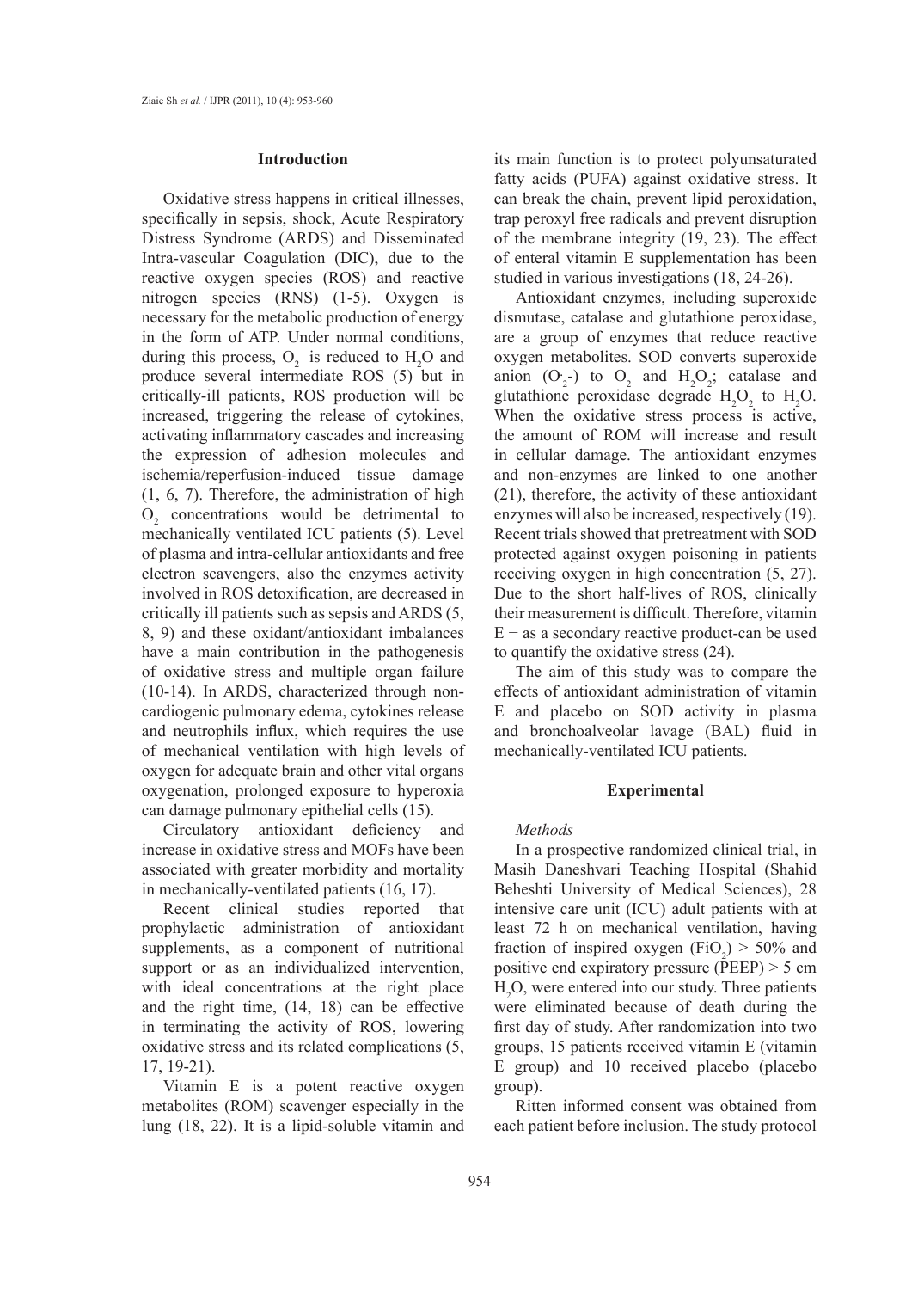## Introduction

Oxidative stress happens in critical illnesses, specifically in sepsis, shock, Acute Respiratory Distress Syndrome (ARDS) and Disseminated Intra-vascular Coagulation (DIC), due to the reactive oxygen species (ROS) and reactive nitrogen species (RNS) (1-5). Oxygen is necessary for the metabolic production of energy in the form of ATP. Under normal conditions, during this process, $O_2$ is reduced to $H_2O$ and produce several intermediate ROS (5) but in critically-ill patients, ROS production will be increased, triggering the release of cytokines, activating inflammatory cascades and increasing the expression of adhesion molecules and ischemia/reperfusion-induced tissue damage (1, 6, 7). Therefore, the administration of high $O_2$ concentrations would be detrimental to mechanically ventilated ICU patients (5). Level of plasma and intra-cellular antioxidants and free electron scavengers, also the enzymes activity involved in ROS detoxification, are decreased in critically ill patients such as sepsis and ARDS (5, 8, 9) and these oxidant/antioxidant imbalances have a main contribution in the pathogenesis of oxidative stress and multiple organ failure (10-14). In ARDS, characterized through non-cardiogenic pulmonary edema, cytokines release and neutrophils influx, which requires the use of mechanical ventilation with high levels of oxygen for adequate brain and other vital organs oxygenation, prolonged exposure to hyperoxia can damage pulmonary epithelial cells (15).

Circulatory antioxidant deficiency and increase in oxidative stress and MOFs have been associated with greater morbidity and mortality in mechanically-ventilated patients (16, 17).

Recent clinical studies reported that prophylactic administration of antioxidant supplements, as a component of nutritional support or as an individualized intervention, with ideal concentrations at the right place and the right time, (14, 18) can be effective in terminating the activity of ROS, lowering oxidative stress and its related complications (5, 17, 19-21).

Vitamin E is a potent reactive oxygen metabolites (ROM) scavenger especially in the lung (18, 22). It is a lipid-soluble vitamin and its main function is to protect polyunsaturated fatty acids (PUFA) against oxidative stress. It can break the chain, prevent lipid peroxidation, trap peroxyl free radicals and prevent disruption of the membrane integrity (19, 23). The effect of enteral vitamin E supplementation has been studied in various investigations (18, 24-26).

Antioxidant enzymes, including superoxide dismutase, catalase and glutathione peroxidase, are a group of enzymes that reduce reactive oxygen metabolites. SOD converts superoxide anion ($O_2^{\cdot}$-) to $O_2$ and $H_2O_2$; catalase and glutathione peroxidase degrade $H_2O_2$ to $H_2O$. When the oxidative stress process is active, the amount of ROM will increase and result in cellular damage. The antioxidant enzymes and non-enzymes are linked to one another (21), therefore, the activity of these antioxidant enzymes will also be increased, respectively (19). Recent trials showed that pretreatment with SOD protected against oxygen poisoning in patients receiving oxygen in high concentration (5, 27). Due to the short half-lives of ROS, clinically their measurement is difficult. Therefore, vitamin E − as a secondary reactive product-can be used to quantify the oxidative stress (24).

The aim of this study was to compare the effects of antioxidant administration of vitamin E and placebo on SOD activity in plasma and bronchoalveolar lavage (BAL) fluid in mechanically-ventilated ICU patients.

## Experimental

*Methods*

In a prospective randomized clinical trial, in Masih Daneshvari Teaching Hospital (Shahid Beheshti University of Medical Sciences), 28 intensive care unit (ICU) adult patients with at least 72 h on mechanical ventilation, having fraction of inspired oxygen ($FiO_2$) > 50% and positive end expiratory pressure (PEEP) > 5 cm $H_2O$, were entered into our study. Three patients were eliminated because of death during the first day of study. After randomization into two groups, 15 patients received vitamin E (vitamin E group) and 10 received placebo (placebo group).

Ritten informed consent was obtained from each patient before inclusion. The study protocol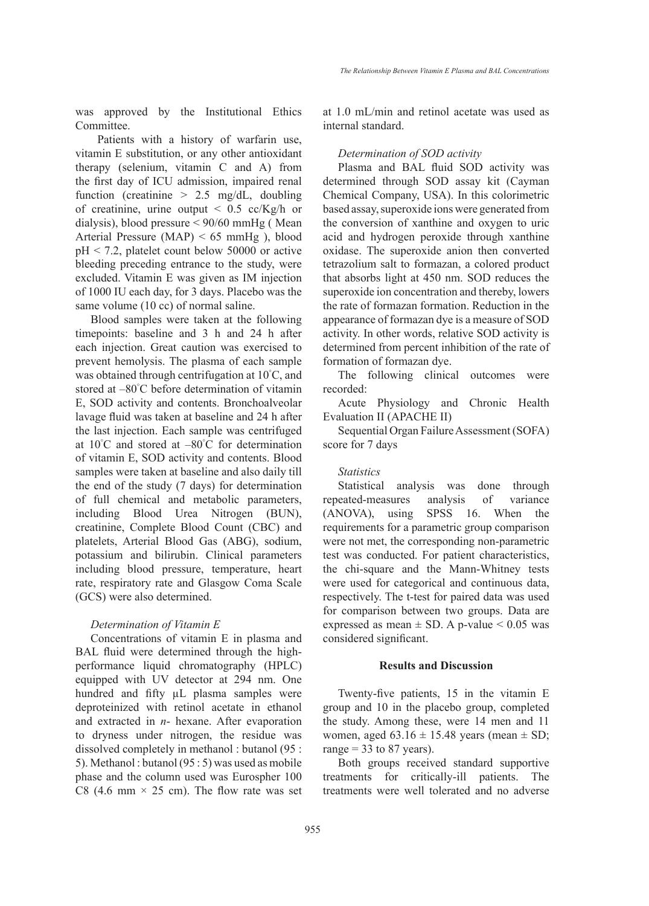was approved by the Institutional Ethics Committee.

Patients with a history of warfarin use, vitamin E substitution, or any other antioxidant therapy (selenium, vitamin C and A) from the first day of ICU admission, impaired renal function (creatinine > 2.5 mg/dL, doubling of creatinine, urine output < 0.5 cc/Kg/h or dialysis), blood pressure < 90/60 mmHg ( Mean Arterial Pressure (MAP) < 65 mmHg ), blood pH < 7.2, platelet count below 50000 or active bleeding preceding entrance to the study, were excluded. Vitamin E was given as IM injection of 1000 IU each day, for 3 days. Placebo was the same volume (10 cc) of normal saline.

Blood samples were taken at the following timepoints: baseline and 3 h and 24 h after each injection. Great caution was exercised to prevent hemolysis. The plasma of each sample was obtained through centrifugation at 10°C, and stored at –80°C before determination of vitamin E, SOD activity and contents. Bronchoalveolar lavage fluid was taken at baseline and 24 h after the last injection. Each sample was centrifuged at 10°C and stored at –80°C for determination of vitamin E, SOD activity and contents. Blood samples were taken at baseline and also daily till the end of the study (7 days) for determination of full chemical and metabolic parameters, including Blood Urea Nitrogen (BUN), creatinine, Complete Blood Count (CBC) and platelets, Arterial Blood Gas (ABG), sodium, potassium and bilirubin. Clinical parameters including blood pressure, temperature, heart rate, respiratory rate and Glasgow Coma Scale (GCS) were also determined.

### *Determination of Vitamin E*

Concentrations of vitamin E in plasma and BAL fluid were determined through the high-performance liquid chromatography (HPLC) equipped with UV detector at 294 nm. One hundred and fifty µL plasma samples were deproteinized with retinol acetate in ethanol and extracted in *n*- hexane. After evaporation to dryness under nitrogen, the residue was dissolved completely in methanol : butanol (95 : 5). Methanol : butanol (95 : 5) was used as mobile phase and the column used was Eurospher 100 C8 (4.6 mm × 25 cm). The flow rate was set at 1.0 mL/min and retinol acetate was used as internal standard.

### *Determination of SOD activity*

Plasma and BAL fluid SOD activity was determined through SOD assay kit (Cayman Chemical Company, USA). In this colorimetric based assay, superoxide ions were generated from the conversion of xanthine and oxygen to uric acid and hydrogen peroxide through xanthine oxidase. The superoxide anion then converted tetrazolium salt to formazan, a colored product that absorbs light at 450 nm. SOD reduces the superoxide ion concentration and thereby, lowers the rate of formazan formation. Reduction in the appearance of formazan dye is a measure of SOD activity. In other words, relative SOD activity is determined from percent inhibition of the rate of formation of formazan dye.

The following clinical outcomes were recorded:

Acute Physiology and Chronic Health Evaluation II (APACHE II)

Sequential Organ Failure Assessment (SOFA) score for 7 days

### *Statistics*

Statistical analysis was done through repeated-measures analysis of variance (ANOVA), using SPSS 16. When the requirements for a parametric group comparison were not met, the corresponding non-parametric test was conducted. For patient characteristics, the chi-square and the Mann-Whitney tests were used for categorical and continuous data, respectively. The t-test for paired data was used for comparison between two groups. Data are expressed as mean ± SD. A p-value < 0.05 was considered significant.

## Results and Discussion

Twenty-five patients, 15 in the vitamin E group and 10 in the placebo group, completed the study. Among these, were 14 men and 11 women, aged 63.16 ± 15.48 years (mean ± SD; range = 33 to 87 years).

Both groups received standard supportive treatments for critically-ill patients. The treatments were well tolerated and no adverse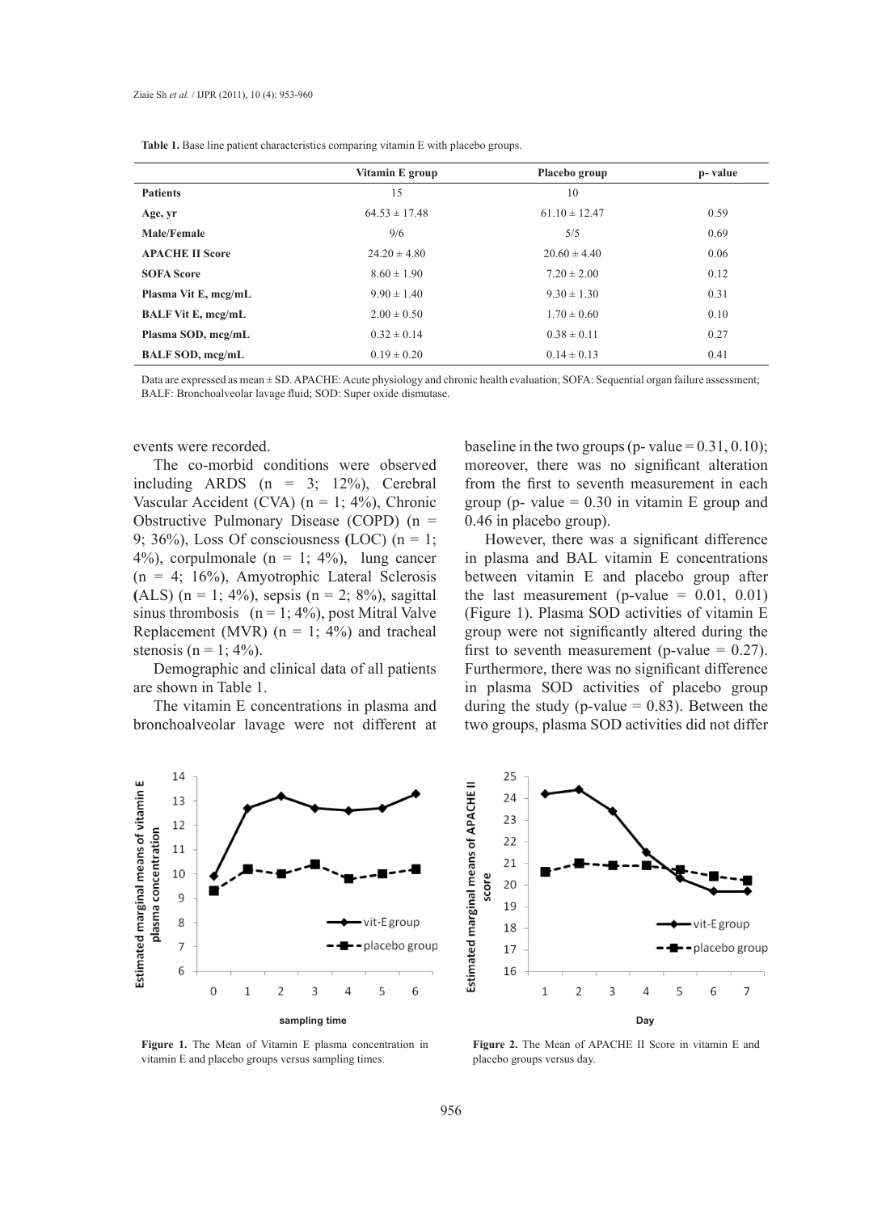**Table 1.** Base line patient characteristics comparing vitamin E with placebo groups.

| | Vitamin E group | Placebo group | p- value |
|---|---|---|---|
| **Patients** | 15 | 10 | |
| **Age, yr** | 64.53 ± 17.48 | 61.10 ± 12.47 | 0.59 |
| **Male/Female** | 9/6 | 5/5 | 0.69 |
| **APACHE II Score** | 24.20 ± 4.80 | 20.60 ± 4.40 | 0.06 |
| **SOFA Score** | 8.60 ± 1.90 | 7.20 ± 2.00 | 0.12 |
| **Plasma Vit E, mcg/mL** | 9.90 ± 1.40 | 9.30 ± 1.30 | 0.31 |
| **BALF Vit E, mcg/mL** | 2.00 ± 0.50 | 1.70 ± 0.60 | 0.10 |
| **Plasma SOD, mcg/mL** | 0.32 ± 0.14 | 0.38 ± 0.11 | 0.27 |
| **BALF SOD, mcg/mL** | 0.19 ± 0.20 | 0.14 ± 0.13 | 0.41 |

Data are expressed as mean ± SD. APACHE: Acute physiology and chronic health evaluation; SOFA: Sequential organ failure assessment; BALF: Bronchoalveolar lavage fluid; SOD: Super oxide dismutase.

events were recorded.

The co-morbid conditions were observed including ARDS (n = 3; 12%), Cerebral Vascular Accident (CVA) (n = 1; 4%), Chronic Obstructive Pulmonary Disease (COPD) (n = 9; 36%), Loss Of consciousness (LOC) (n = 1; 4%), corpulmonale (n = 1; 4%), lung cancer (n = 4; 16%), Amyotrophic Lateral Sclerosis (ALS) (n = 1; 4%), sepsis (n = 2; 8%), sagittal sinus thrombosis (n = 1; 4%), post Mitral Valve Replacement (MVR) (n = 1; 4%) and tracheal stenosis (n = 1; 4%).

Demographic and clinical data of all patients are shown in Table 1.

The vitamin E concentrations in plasma and bronchoalveolar lavage were not different at baseline in the two groups (p- value = 0.31, 0.10); moreover, there was no significant alteration from the first to seventh measurement in each group (p- value = 0.30 in vitamin E group and 0.46 in placebo group).

However, there was a significant difference in plasma and BAL vitamin E concentrations between vitamin E and placebo group after the last measurement (p-value = 0.01, 0.01) (Figure 1). Plasma SOD activities of vitamin E group were not significantly altered during the first to seventh measurement (p-value = 0.27). Furthermore, there was no significant difference in plasma SOD activities of placebo group during the study (p-value = 0.83). Between the two groups, plasma SOD activities did not differ

**Figure 1.** The Mean of Vitamin E plasma concentration in vitamin E and placebo groups versus sampling times.

**Figure 2.** The Mean of APACHE II Score in vitamin E and placebo groups versus day.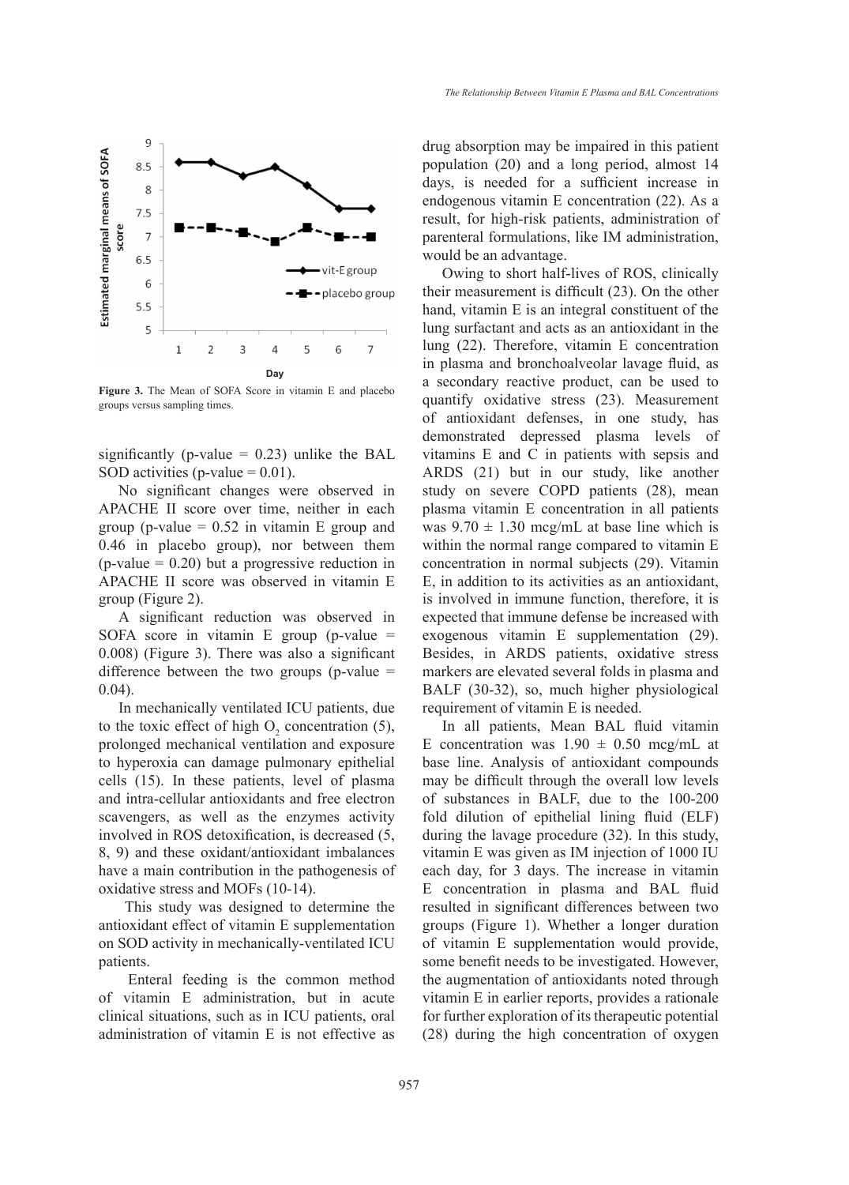**Figure 3.** The Mean of SOFA Score in vitamin E and placebo groups versus sampling times.

significantly (p-value = 0.23) unlike the BAL SOD activities (p-value = 0.01).

No significant changes were observed in APACHE II score over time, neither in each group (p-value = 0.52 in vitamin E group and 0.46 in placebo group), nor between them (p-value = 0.20) but a progressive reduction in APACHE II score was observed in vitamin E group (Figure 2).

A significant reduction was observed in SOFA score in vitamin E group (p-value = 0.008) (Figure 3). There was also a significant difference between the two groups (p-value = 0.04).

In mechanically ventilated ICU patients, due to the toxic effect of high $O_2$ concentration (5), prolonged mechanical ventilation and exposure to hyperoxia can damage pulmonary epithelial cells (15). In these patients, level of plasma and intra-cellular antioxidants and free electron scavengers, as well as the enzymes activity involved in ROS detoxification, is decreased (5, 8, 9) and these oxidant/antioxidant imbalances have a main contribution in the pathogenesis of oxidative stress and MOFs (10-14).

This study was designed to determine the antioxidant effect of vitamin E supplementation on SOD activity in mechanically-ventilated ICU patients.

Enteral feeding is the common method of vitamin E administration, but in acute clinical situations, such as in ICU patients, oral administration of vitamin E is not effective as drug absorption may be impaired in this patient population (20) and a long period, almost 14 days, is needed for a sufficient increase in endogenous vitamin E concentration (22). As a result, for high-risk patients, administration of parenteral formulations, like IM administration, would be an advantage.

Owing to short half-lives of ROS, clinically their measurement is difficult (23). On the other hand, vitamin E is an integral constituent of the lung surfactant and acts as an antioxidant in the lung (22). Therefore, vitamin E concentration in plasma and bronchoalveolar lavage fluid, as a secondary reactive product, can be used to quantify oxidative stress (23). Measurement of antioxidant defenses, in one study, has demonstrated depressed plasma levels of vitamins E and C in patients with sepsis and ARDS (21) but in our study, like another study on severe COPD patients (28), mean plasma vitamin E concentration in all patients was 9.70 ± 1.30 mcg/mL at base line which is within the normal range compared to vitamin E concentration in normal subjects (29). Vitamin E, in addition to its activities as an antioxidant, is involved in immune function, therefore, it is expected that immune defense be increased with exogenous vitamin E supplementation (29). Besides, in ARDS patients, oxidative stress markers are elevated several folds in plasma and BALF (30-32), so, much higher physiological requirement of vitamin E is needed.

In all patients, Mean BAL fluid vitamin E concentration was 1.90 ± 0.50 mcg/mL at base line. Analysis of antioxidant compounds may be difficult through the overall low levels of substances in BALF, due to the 100-200 fold dilution of epithelial lining fluid (ELF) during the lavage procedure (32). In this study, vitamin E was given as IM injection of 1000 IU each day, for 3 days. The increase in vitamin E concentration in plasma and BAL fluid resulted in significant differences between two groups (Figure 1). Whether a longer duration of vitamin E supplementation would provide, some benefit needs to be investigated. However, the augmentation of antioxidants noted through vitamin E in earlier reports, provides a rationale for further exploration of its therapeutic potential (28) during the high concentration of oxygen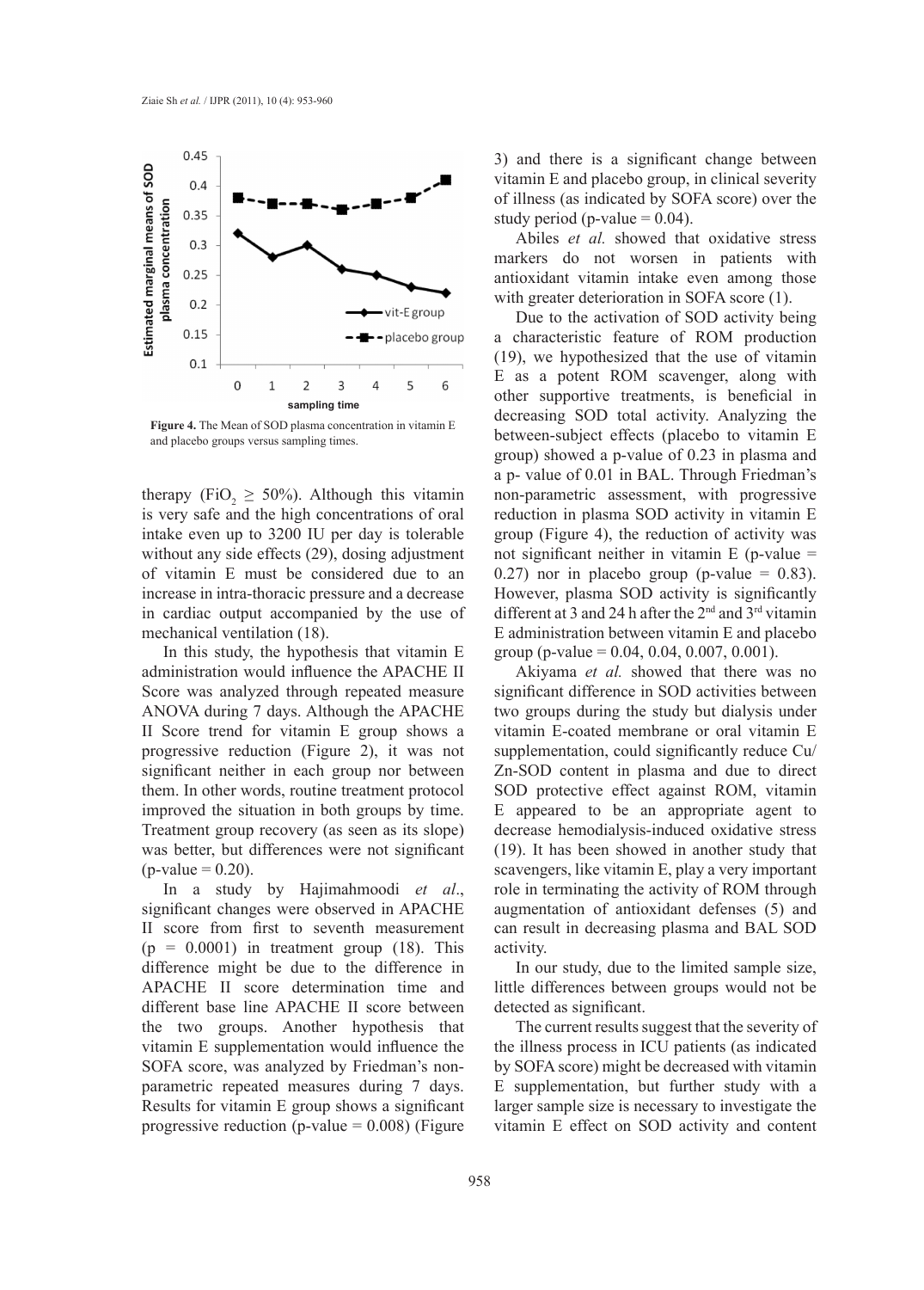**Figure 4.** The Mean of SOD plasma concentration in vitamin E and placebo groups versus sampling times.

therapy ($FiO_2 \geq 50\%$). Although this vitamin is very safe and the high concentrations of oral intake even up to 3200 IU per day is tolerable without any side effects (29), dosing adjustment of vitamin E must be considered due to an increase in intra-thoracic pressure and a decrease in cardiac output accompanied by the use of mechanical ventilation (18).

In this study, the hypothesis that vitamin E administration would influence the APACHE II Score was analyzed through repeated measure ANOVA during 7 days. Although the APACHE II Score trend for vitamin E group shows a progressive reduction (Figure 2), it was not significant neither in each group nor between them. In other words, routine treatment protocol improved the situation in both groups by time. Treatment group recovery (as seen as its slope) was better, but differences were not significant (p-value = 0.20).

In a study by Hajimahmoodi *et al*., significant changes were observed in APACHE II score from first to seventh measurement (p = 0.0001) in treatment group (18). This difference might be due to the difference in APACHE II score determination time and different base line APACHE II score between the two groups. Another hypothesis that vitamin E supplementation would influence the SOFA score, was analyzed by Friedman's non-parametric repeated measures during 7 days. Results for vitamin E group shows a significant progressive reduction (p-value = 0.008) (Figure 3) and there is a significant change between vitamin E and placebo group, in clinical severity of illness (as indicated by SOFA score) over the study period (p-value = 0.04).

Abiles *et al.* showed that oxidative stress markers do not worsen in patients with antioxidant vitamin intake even among those with greater deterioration in SOFA score (1).

Due to the activation of SOD activity being a characteristic feature of ROM production (19), we hypothesized that the use of vitamin E as a potent ROM scavenger, along with other supportive treatments, is beneficial in decreasing SOD total activity. Analyzing the between-subject effects (placebo to vitamin E group) showed a p-value of 0.23 in plasma and a p- value of 0.01 in BAL. Through Friedman's non-parametric assessment, with progressive reduction in plasma SOD activity in vitamin E group (Figure 4), the reduction of activity was not significant neither in vitamin E (p-value = 0.27) nor in placebo group (p-value = 0.83). However, plasma SOD activity is significantly different at 3 and 24 h after the 2nd and 3rd vitamin E administration between vitamin E and placebo group (p-value = 0.04, 0.04, 0.007, 0.001).

Akiyama *et al.* showed that there was no significant difference in SOD activities between two groups during the study but dialysis under vitamin E-coated membrane or oral vitamin E supplementation, could significantly reduce Cu/Zn-SOD content in plasma and due to direct SOD protective effect against ROM, vitamin E appeared to be an appropriate agent to decrease hemodialysis-induced oxidative stress (19). It has been showed in another study that scavengers, like vitamin E, play a very important role in terminating the activity of ROM through augmentation of antioxidant defenses (5) and can result in decreasing plasma and BAL SOD activity.

In our study, due to the limited sample size, little differences between groups would not be detected as significant.

The current results suggest that the severity of the illness process in ICU patients (as indicated by SOFA score) might be decreased with vitamin E supplementation, but further study with a larger sample size is necessary to investigate the vitamin E effect on SOD activity and content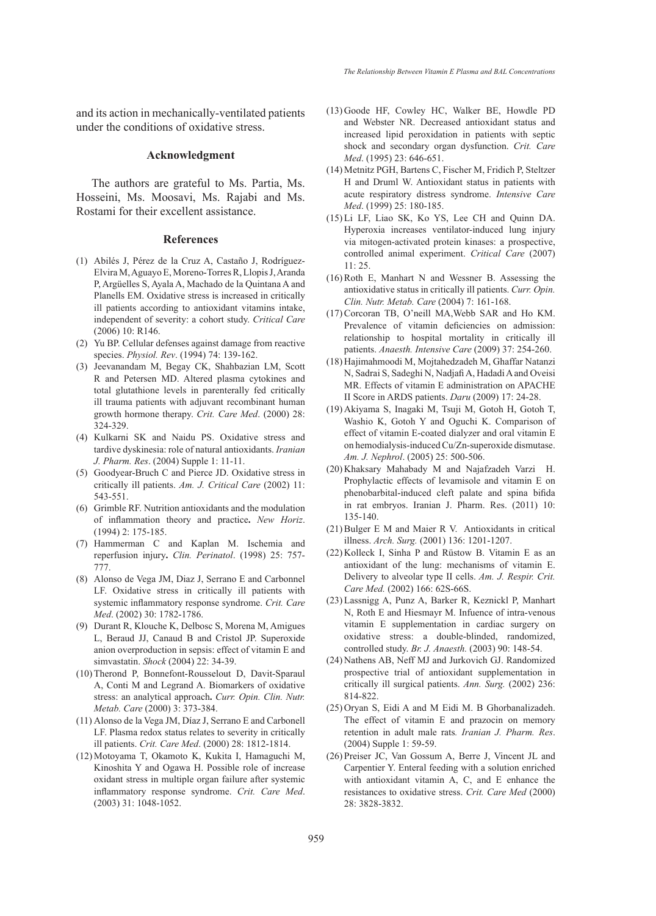and its action in mechanically-ventilated patients under the conditions of oxidative stress.

## Acknowledgment

The authors are grateful to Ms. Partia, Ms. Hosseini, Ms. Moosavi, Ms. Rajabi and Ms. Rostami for their excellent assistance.

## References

(1) Abilés J, Pérez de la Cruz A, Castaño J, Rodríguez-Elvira M, Aguayo E, Moreno-Torres R, Llopis J, Aranda P, Argüelles S, Ayala A, Machado de la Quintana A and Planells EM. Oxidative stress is increased in critically ill patients according to antioxidant vitamins intake, independent of severity: a cohort study. *Critical Care* (2006) 10: R146.

(2) Yu BP. Cellular defenses against damage from reactive species. *Physiol. Rev*. (1994) 74: 139-162.

(3) Jeevanandam M, Begay CK, Shahbazian LM, Scott R and Petersen MD. Altered plasma cytokines and total glutathione levels in parenterally fed critically ill trauma patients with adjuvant recombinant human growth hormone therapy. *Crit. Care Med*. (2000) 28: 324-329.

(4) Kulkarni SK and Naidu PS. Oxidative stress and tardive dyskinesia: role of natural antioxidants. *Iranian J. Pharm. Res*. (2004) Supple 1: 11-11.

(5) Goodyear-Bruch C and Pierce JD. Oxidative stress in critically ill patients. *Am. J. Critical Care* (2002) 11: 543-551.

(6) Grimble RF. Nutrition antioxidants and the modulation of inflammation theory and practice**.** *New Horiz*. (1994) 2: 175-185.

(7) Hammerman C and Kaplan M. Ischemia and reperfusion injury**.** *Clin. Perinatol*. (1998) 25: 757-777.

(8) Alonso de Vega JM, Diaz J, Serrano E and Carbonnel LF. Oxidative stress in critically ill patients with systemic inflammatory response syndrome. *Crit. Care Med*. (2002) 30: 1782-1786.

(9) Durant R, Klouche K, Delbosc S, Morena M, Amigues L, Beraud JJ, Canaud B and Cristol JP. Superoxide anion overproduction in sepsis: effect of vitamin E and simvastatin. *Shock* (2004) 22: 34-39.

(10) Therond P, Bonnefont-Rousselout D, Davit-Sparaul A, Conti M and Legrand A. Biomarkers of oxidative stress: an analytical approach**.** *Curr. Opin. Clin. Nutr. Metab. Care* (2000) 3: 373-384.

(11) Alonso de la Vega JM, Díaz J, Serrano E and Carbonell LF. Plasma redox status relates to severity in critically ill patients. *Crit. Care Med*. (2000) 28: 1812-1814.

(12) Motoyama T, Okamoto K, Kukita I, Hamaguchi M, Kinoshita Y and Ogawa H. Possible role of increase oxidant stress in multiple organ failure after systemic inflammatory response syndrome. *Crit. Care Med*. (2003) 31: 1048-1052.

(13) Goode HF, Cowley HC, Walker BE, Howdle PD and Webster NR. Decreased antioxidant status and increased lipid peroxidation in patients with septic shock and secondary organ dysfunction. *Crit. Care Med*. (1995) 23: 646-651.

(14) Metnitz PGH, Bartens C, Fischer M, Fridich P, Steltzer H and Druml W. Antioxidant status in patients with acute respiratory distress syndrome. *Intensive Care Med*. (1999) 25: 180-185.

(15) Li LF, Liao SK, Ko YS, Lee CH and Quinn DA. Hyperoxia increases ventilator-induced lung injury via mitogen-activated protein kinases: a prospective, controlled animal experiment. *Critical Care* (2007) 11: 25.

(16) Roth E, Manhart N and Wessner B. Assessing the antioxidative status in critically ill patients. *Curr. Opin. Clin. Nutr. Metab. Care* (2004) 7: 161-168.

(17) Corcoran TB, O'neill MA,Webb SAR and Ho KM. Prevalence of vitamin deficiencies on admission: relationship to hospital mortality in critically ill patients. *Anaesth. Intensive Care* (2009) 37: 254-260.

(18) Hajimahmoodi M, Mojtahedzadeh M, Ghaffar Natanzi N, Sadrai S, Sadeghi N, Nadjafi A, Hadadi A and Oveisi MR. Effects of vitamin E administration on APACHE II Score in ARDS patients. *Daru* (2009) 17: 24-28.

(19) Akiyama S, Inagaki M, Tsuji M, Gotoh H, Gotoh T, Washio K, Gotoh Y and Oguchi K. Comparison of effect of vitamin E-coated dialyzer and oral vitamin E on hemodialysis-induced Cu/Zn-superoxide dismutase. *Am. J. Nephrol*. (2005) 25: 500-506.

(20) Khaksary Mahabady M and Najafzadeh Varzi H. Prophylactic effects of levamisole and vitamin E on phenobarbital-induced cleft palate and spina bifida in rat embryos. Iranian J. Pharm. Res. (2011) 10: 135-140.

(21) Bulger E M and Maier R V. Antioxidants in critical illness. *Arch. Surg.* (2001) 136: 1201-1207.

(22) Kolleck I, Sinha P and Rüstow B. Vitamin E as an antioxidant of the lung: mechanisms of vitamin E. Delivery to alveolar type II cells. *Am. J. Respir. Crit. Care Med.* (2002) 166: 62S-66S.

(23) Lassnigg A, Punz A, Barker R, Keznickl P, Manhart N, Roth E and Hiesmayr M. Infuence of intra-venous vitamin E supplementation in cardiac surgery on oxidative stress: a double-blinded, randomized, controlled study. *Br. J. Anaesth.* (2003) 90: 148-54.

(24) Nathens AB, Neff MJ and Jurkovich GJ. Randomized prospective trial of antioxidant supplementation in critically ill surgical patients. *Ann. Surg.* (2002) 236: 814-822.

(25) Oryan S, Eidi A and M Eidi M. B Ghorbanalizadeh. The effect of vitamin E and prazocin on memory retention in adult male rats*. Iranian J. Pharm. Res*. (2004) Supple 1: 59-59.

(26) Preiser JC, Van Gossum A, Berre J, Vincent JL and Carpentier Y. Enteral feeding with a solution enriched with antioxidant vitamin A, C, and E enhance the resistances to oxidative stress. *Crit. Care Med* (2000) 28: 3828-3832.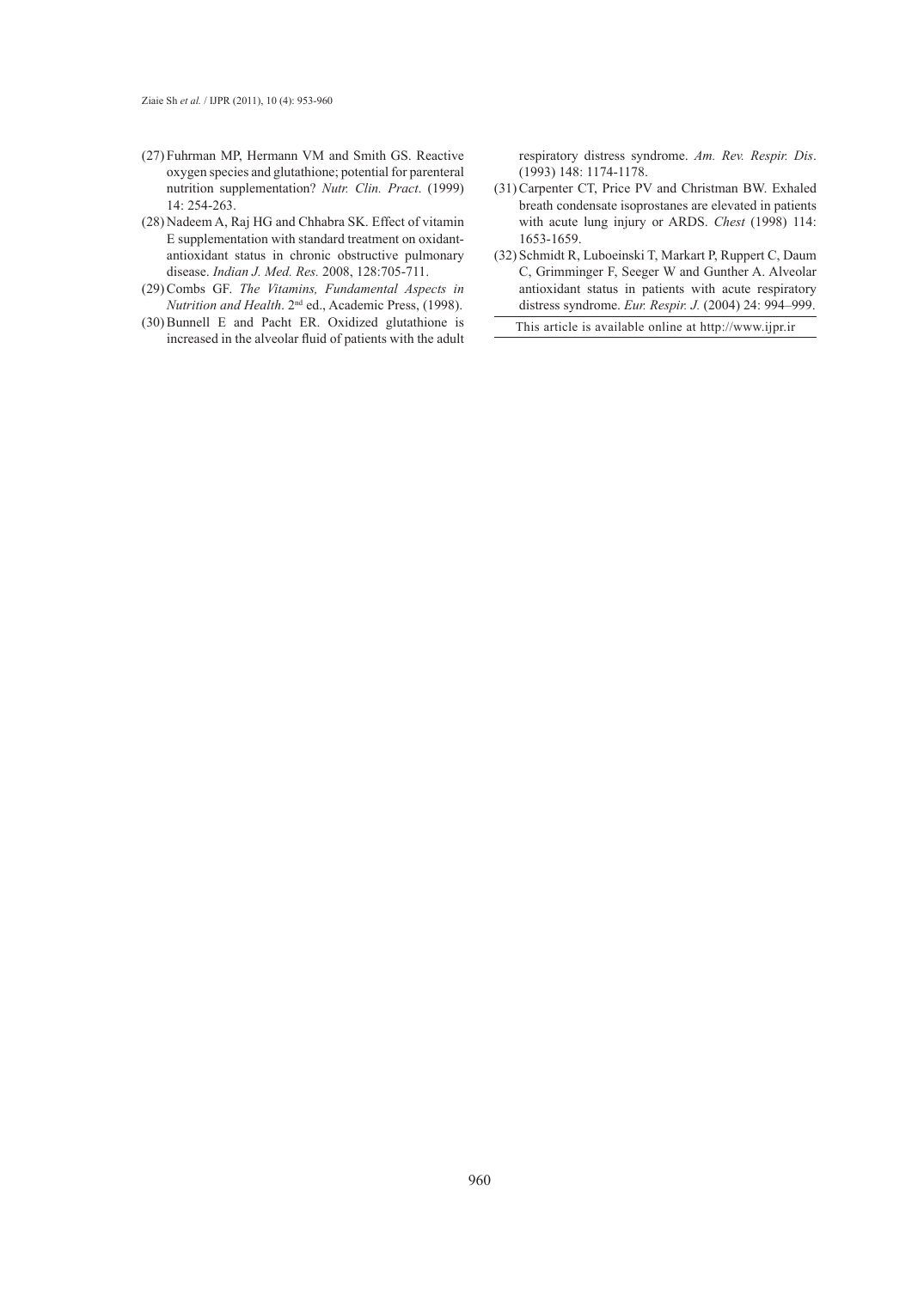(27) Fuhrman MP, Hermann VM and Smith GS. Reactive oxygen species and glutathione; potential for parenteral nutrition supplementation? *Nutr. Clin. Pract*. (1999) 14: 254-263.

(28) Nadeem A, Raj HG and Chhabra SK. Effect of vitamin E supplementation with standard treatment on oxidant-antioxidant status in chronic obstructive pulmonary disease. *Indian J. Med. Res.* 2008, 128:705-711.

(29) Combs GF. *The Vitamins, Fundamental Aspects in Nutrition and Health*. 2nd ed., Academic Press, (1998).

(30) Bunnell E and Pacht ER. Oxidized glutathione is increased in the alveolar fluid of patients with the adult respiratory distress syndrome. *Am. Rev. Respir. Dis*. (1993) 148: 1174-1178.

(31) Carpenter CT, Price PV and Christman BW. Exhaled breath condensate isoprostanes are elevated in patients with acute lung injury or ARDS. *Chest* (1998) 114: 1653-1659.

(32) Schmidt R, Luboeinski T, Markart P, Ruppert C, Daum C, Grimminger F, Seeger W and Gunther A. Alveolar antioxidant status in patients with acute respiratory distress syndrome. *Eur. Respir. J.* (2004) 24: 994–999.

This article is available online at http://www.ijpr.ir